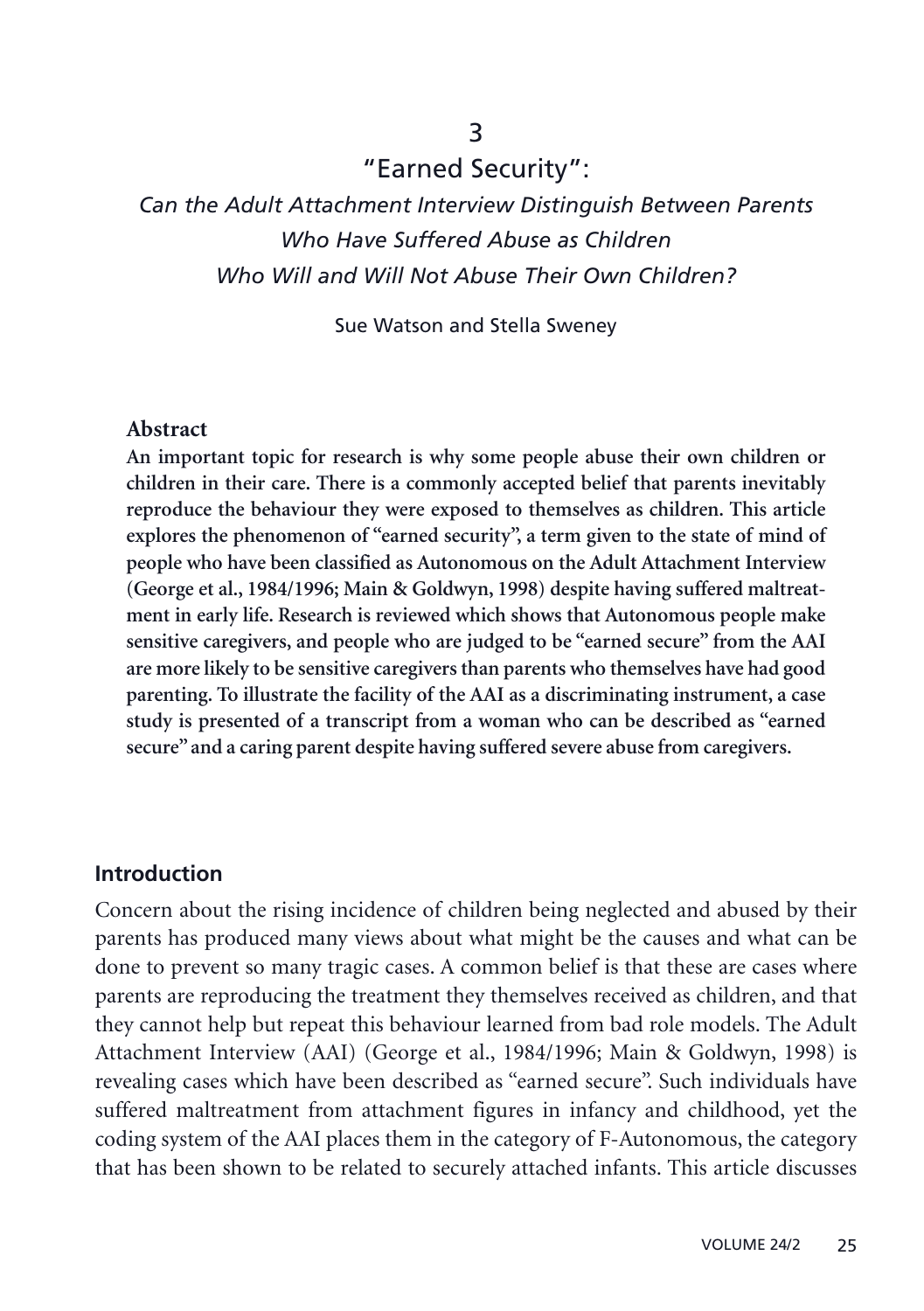# 3

# "Earned Security":

## *Can the Adult Attachment Interview Distinguish Between Parents Who Have Suffered Abuse as Children Who Will and Will Not Abuse Their Own Children?*

Sue Watson and Stella Sweney

### Abstract

**An important topic for research is why some people abuse their own children or children in their care. There is a commonly accepted belief that parents inevitably reproduce the behaviour they were exposed to themselves as children. This article explores the phenomenon of "earned security", a term given to the state of mind of people who have been classified as Autonomous on the Adult Attachment Interview (George et al., 1984/1996; Main & Goldwyn, 1998) despite having suffered maltreatment in early life. Research is reviewed which shows that Autonomous people make sensitive caregivers, and people who are judged to be "earned secure" from the AAI are more likely to be sensitive caregivers than parents who themselves have had good parenting. To illustrate the facility of the AAI as a discriminating instrument, a case study is presented of a transcript from a woman who can be described as "earned secure" and a caring parent despite having suffered severe abuse from caregivers.**

## Introduction

Concern about the rising incidence of children being neglected and abused by their parents has produced many views about what might be the causes and what can be done to prevent so many tragic cases. A common belief is that these are cases where parents are reproducing the treatment they themselves received as children, and that they cannot help but repeat this behaviour learned from bad role models. The Adult Attachment Interview (AAI) (George et al., 1984/1996; Main & Goldwyn, 1998) is revealing cases which have been described as "earned secure". Such individuals have suffered maltreatment from attachment figures in infancy and childhood, yet the coding system of the AAI places them in the category of F-Autonomous, the category that has been shown to be related to securely attached infants. This article discusses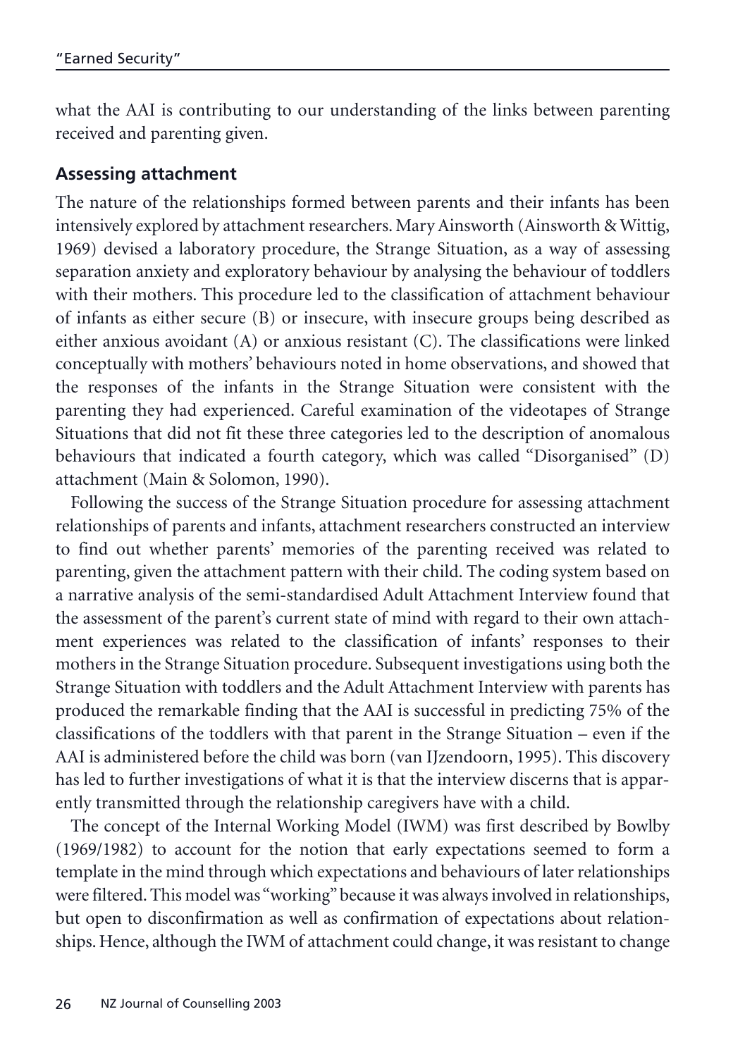what the AAI is contributing to our understanding of the links between parenting received and parenting given.

## Assessing attachment

The nature of the relationships formed between parents and their infants has been intensively explored by attachment researchers. Mary Ainsworth (Ainsworth & Wittig, 1969) devised a laboratory procedure, the Strange Situation, as a way of assessing separation anxiety and exploratory behaviour by analysing the behaviour of toddlers with their mothers. This procedure led to the classification of attachment behaviour of infants as either secure (B) or insecure, with insecure groups being described as either anxious avoidant (A) or anxious resistant (C). The classifications were linked conceptually with mothers' behaviours noted in home observations, and showed that the responses of the infants in the Strange Situation were consistent with the parenting they had experienced. Careful examination of the videotapes of Strange Situations that did not fit these three categories led to the description of anomalous behaviours that indicated a fourth category, which was called "Disorganised" (D) attachment (Main & Solomon, 1990).

Following the success of the Strange Situation procedure for assessing attachment relationships of parents and infants, attachment researchers constructed an interview to find out whether parents' memories of the parenting received was related to parenting, given the attachment pattern with their child. The coding system based on a narrative analysis of the semi-standardised Adult Attachment Interview found that the assessment of the parent's current state of mind with regard to their own attachment experiences was related to the classification of infants' responses to their mothers in the Strange Situation procedure. Subsequent investigations using both the Strange Situation with toddlers and the Adult Attachment Interview with parents has produced the remarkable finding that the AAI is successful in predicting 75% of the classifications of the toddlers with that parent in the Strange Situation – even if the AAI is administered before the child was born (van IJzendoorn, 1995). This discovery has led to further investigations of what it is that the interview discerns that is apparently transmitted through the relationship caregivers have with a child.

The concept of the Internal Working Model (IWM) was first described by Bowlby (1969/1982) to account for the notion that early expectations seemed to form a template in the mind through which expectations and behaviours of later relationships were filtered. This model was "working" because it was always involved in relationships, but open to disconfirmation as well as confirmation of expectations about relationships. Hence, although the IWM of attachment could change, it was resistant to change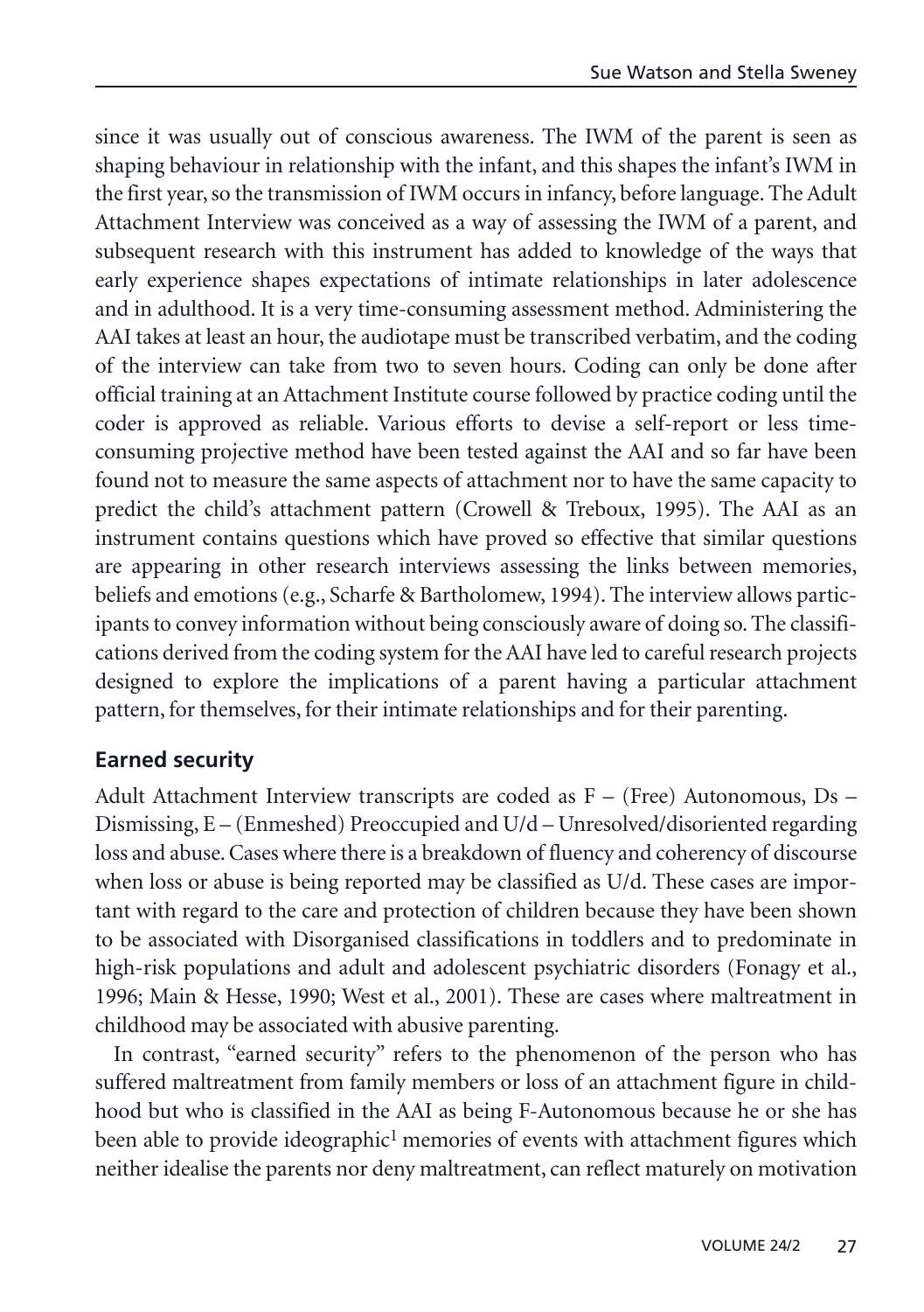since it was usually out of conscious awareness. The IWM of the parent is seen as shaping behaviour in relationship with the infant, and this shapes the infant's IWM in the first year, so the transmission of IWM occurs in infancy, before language. The Adult Attachment Interview was conceived as a way of assessing the IWM of a parent, and subsequent research with this instrument has added to knowledge of the ways that early experience shapes expectations of intimate relationships in later adolescence and in adulthood. It is a very time-consuming assessment method. Administering the AAI takes at least an hour, the audiotape must be transcribed verbatim, and the coding of the interview can take from two to seven hours. Coding can only be done after official training at an Attachment Institute course followed by practice coding until the coder is approved as reliable. Various efforts to devise a self-report or less time-consuming projective method have been tested against the AAI and so far have been found not to measure the same aspects of attachment nor to have the same capacity to predict the child's attachment pattern (Crowell & Treboux, 1995). The AAI as an instrument contains questions which have proved so effective that similar questions are appearing in other research interviews assessing the links between memories, beliefs and emotions (e.g., Scharfe & Bartholomew, 1994). The interview allows participants to convey information without being consciously aware of doing so. The classifications derived from the coding system for the AAI have led to careful research projects designed to explore the implications of a parent having a particular attachment pattern, for themselves, for their intimate relationships and for their parenting.

## Earned security

Adult Attachment Interview transcripts are coded as F – (Free) Autonomous, Ds – Dismissing, E – (Enmeshed) Preoccupied and U/d – Unresolved/disoriented regarding loss and abuse. Cases where there is a breakdown of fluency and coherency of discourse when loss or abuse is being reported may be classified as U/d. These cases are important with regard to the care and protection of children because they have been shown to be associated with Disorganised classifications in toddlers and to predominate in high-risk populations and adult and adolescent psychiatric disorders (Fonagy et al., 1996; Main & Hesse, 1990; West et al., 2001). These are cases where maltreatment in childhood may be associated with abusive parenting.

In contrast, "earned security" refers to the phenomenon of the person who has suffered maltreatment from family members or loss of an attachment figure in childhood but who is classified in the AAI as being F-Autonomous because he or she has been able to provide ideographic[1] memories of events with attachment figures which neither idealise the parents nor deny maltreatment, can reflect maturely on motivation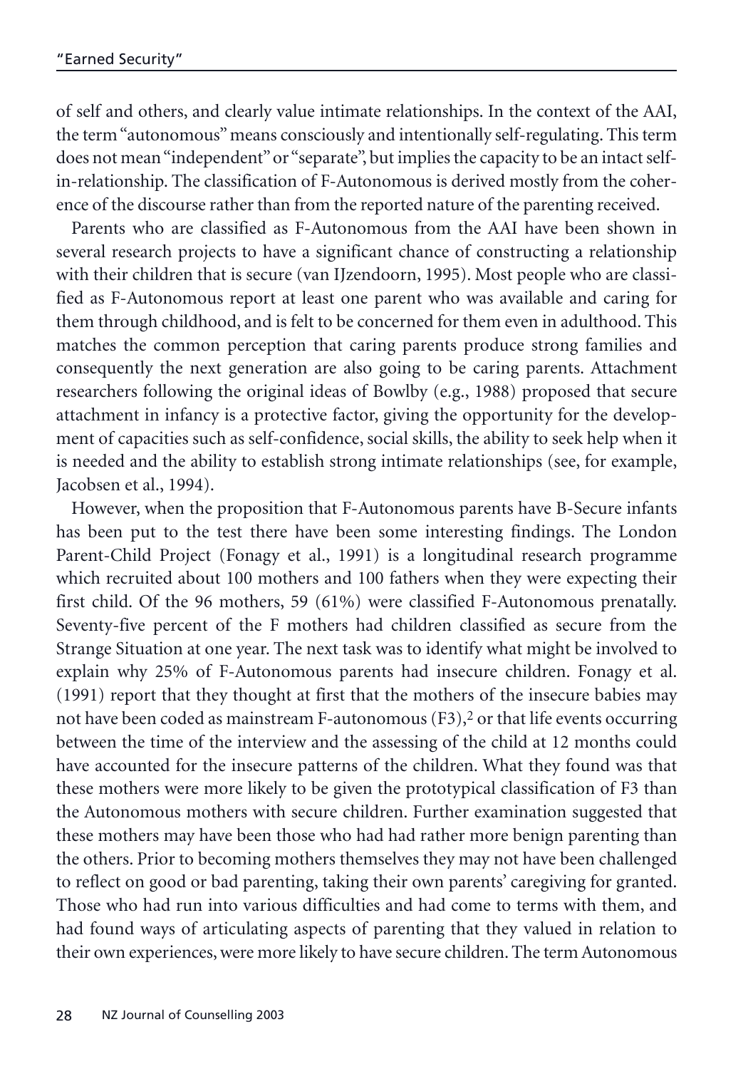of self and others, and clearly value intimate relationships. In the context of the AAI, the term "autonomous" means consciously and intentionally self-regulating. This term does not mean "independent" or "separate", but implies the capacity to be an intact self-in-relationship. The classification of F-Autonomous is derived mostly from the coherence of the discourse rather than from the reported nature of the parenting received.

Parents who are classified as F-Autonomous from the AAI have been shown in several research projects to have a significant chance of constructing a relationship with their children that is secure (van IJzendoorn, 1995). Most people who are classified as F-Autonomous report at least one parent who was available and caring for them through childhood, and is felt to be concerned for them even in adulthood. This matches the common perception that caring parents produce strong families and consequently the next generation are also going to be caring parents. Attachment researchers following the original ideas of Bowlby (e.g., 1988) proposed that secure attachment in infancy is a protective factor, giving the opportunity for the development of capacities such as self-confidence, social skills, the ability to seek help when it is needed and the ability to establish strong intimate relationships (see, for example, Jacobsen et al., 1994).

However, when the proposition that F-Autonomous parents have B-Secure infants has been put to the test there have been some interesting findings. The London Parent-Child Project (Fonagy et al., 1991) is a longitudinal research programme which recruited about 100 mothers and 100 fathers when they were expecting their first child. Of the 96 mothers, 59 (61%) were classified F-Autonomous prenatally. Seventy-five percent of the F mothers had children classified as secure from the Strange Situation at one year. The next task was to identify what might be involved to explain why 25% of F-Autonomous parents had insecure children. Fonagy et al. (1991) report that they thought at first that the mothers of the insecure babies may not have been coded as mainstream F-autonomous (F3),[2] or that life events occurring between the time of the interview and the assessing of the child at 12 months could have accounted for the insecure patterns of the children. What they found was that these mothers were more likely to be given the prototypical classification of F3 than the Autonomous mothers with secure children. Further examination suggested that these mothers may have been those who had had rather more benign parenting than the others. Prior to becoming mothers themselves they may not have been challenged to reflect on good or bad parenting, taking their own parents' caregiving for granted. Those who had run into various difficulties and had come to terms with them, and had found ways of articulating aspects of parenting that they valued in relation to their own experiences, were more likely to have secure children. The term Autonomous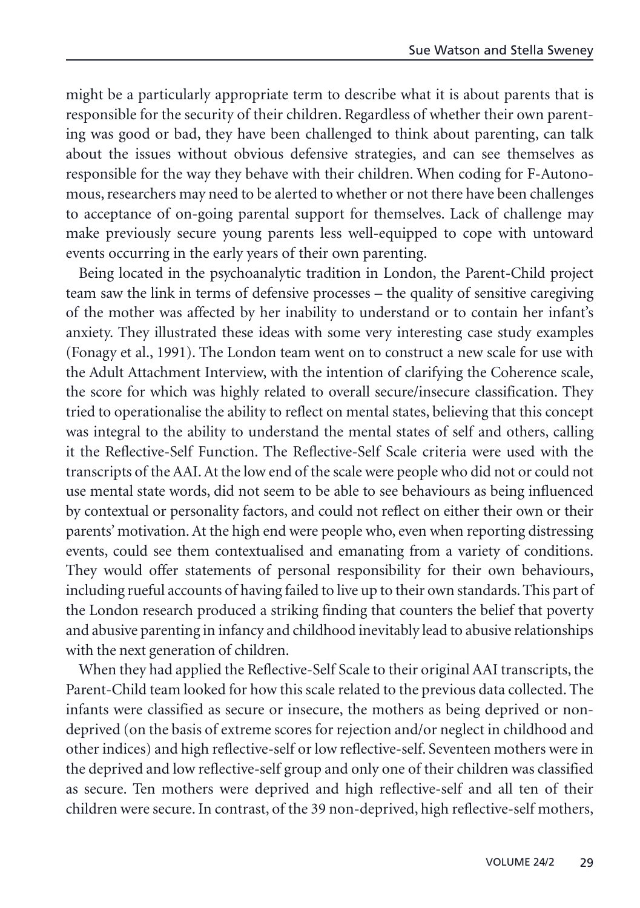might be a particularly appropriate term to describe what it is about parents that is responsible for the security of their children. Regardless of whether their own parenting was good or bad, they have been challenged to think about parenting, can talk about the issues without obvious defensive strategies, and can see themselves as responsible for the way they behave with their children. When coding for F-Autonomous, researchers may need to be alerted to whether or not there have been challenges to acceptance of on-going parental support for themselves. Lack of challenge may make previously secure young parents less well-equipped to cope with untoward events occurring in the early years of their own parenting.

Being located in the psychoanalytic tradition in London, the Parent-Child project team saw the link in terms of defensive processes – the quality of sensitive caregiving of the mother was affected by her inability to understand or to contain her infant's anxiety. They illustrated these ideas with some very interesting case study examples (Fonagy et al., 1991). The London team went on to construct a new scale for use with the Adult Attachment Interview, with the intention of clarifying the Coherence scale, the score for which was highly related to overall secure/insecure classification. They tried to operationalise the ability to reflect on mental states, believing that this concept was integral to the ability to understand the mental states of self and others, calling it the Reflective-Self Function. The Reflective-Self Scale criteria were used with the transcripts of the AAI. At the low end of the scale were people who did not or could not use mental state words, did not seem to be able to see behaviours as being influenced by contextual or personality factors, and could not reflect on either their own or their parents' motivation. At the high end were people who, even when reporting distressing events, could see them contextualised and emanating from a variety of conditions. They would offer statements of personal responsibility for their own behaviours, including rueful accounts of having failed to live up to their own standards. This part of the London research produced a striking finding that counters the belief that poverty and abusive parenting in infancy and childhood inevitably lead to abusive relationships with the next generation of children.

When they had applied the Reflective-Self Scale to their original AAI transcripts, the Parent-Child team looked for how this scale related to the previous data collected. The infants were classified as secure or insecure, the mothers as being deprived or non-deprived (on the basis of extreme scores for rejection and/or neglect in childhood and other indices) and high reflective-self or low reflective-self. Seventeen mothers were in the deprived and low reflective-self group and only one of their children was classified as secure. Ten mothers were deprived and high reflective-self and all ten of their children were secure. In contrast, of the 39 non-deprived, high reflective-self mothers,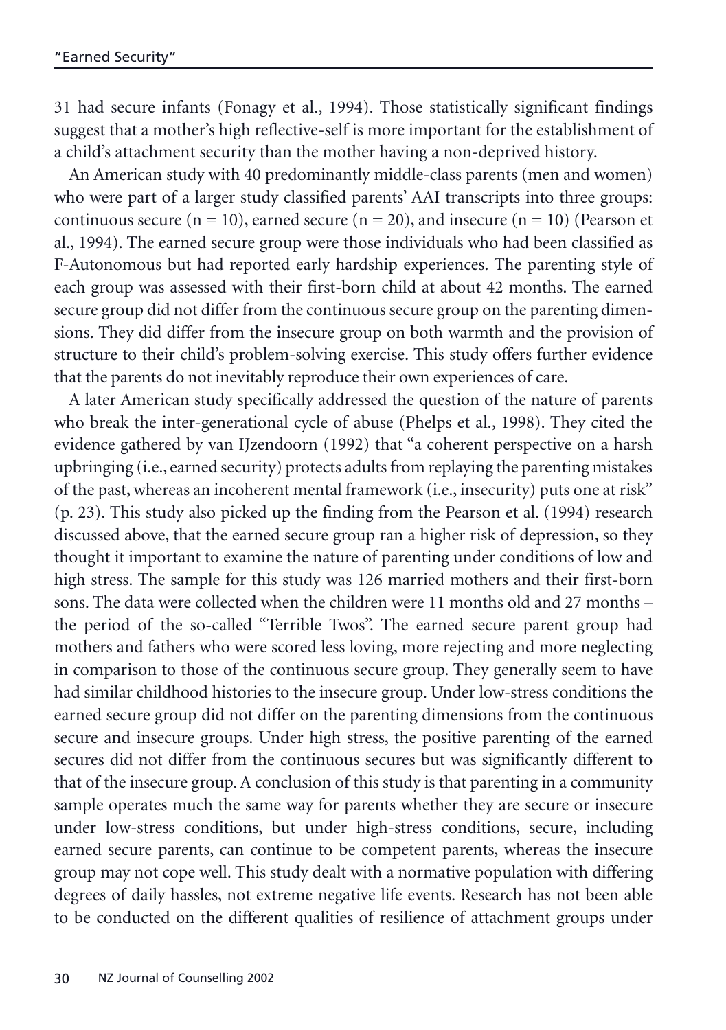31 had secure infants (Fonagy et al., 1994). Those statistically significant findings suggest that a mother's high reflective-self is more important for the establishment of a child's attachment security than the mother having a non-deprived history.

An American study with 40 predominantly middle-class parents (men and women) who were part of a larger study classified parents' AAI transcripts into three groups: continuous secure (n = 10), earned secure (n = 20), and insecure (n = 10) (Pearson et al., 1994). The earned secure group were those individuals who had been classified as F-Autonomous but had reported early hardship experiences. The parenting style of each group was assessed with their first-born child at about 42 months. The earned secure group did not differ from the continuous secure group on the parenting dimensions. They did differ from the insecure group on both warmth and the provision of structure to their child's problem-solving exercise. This study offers further evidence that the parents do not inevitably reproduce their own experiences of care.

A later American study specifically addressed the question of the nature of parents who break the inter-generational cycle of abuse (Phelps et al., 1998). They cited the evidence gathered by van IJzendoorn (1992) that "a coherent perspective on a harsh upbringing (i.e., earned security) protects adults from replaying the parenting mistakes of the past, whereas an incoherent mental framework (i.e., insecurity) puts one at risk" (p. 23). This study also picked up the finding from the Pearson et al. (1994) research discussed above, that the earned secure group ran a higher risk of depression, so they thought it important to examine the nature of parenting under conditions of low and high stress. The sample for this study was 126 married mothers and their first-born sons. The data were collected when the children were 11 months old and 27 months – the period of the so-called "Terrible Twos". The earned secure parent group had mothers and fathers who were scored less loving, more rejecting and more neglecting in comparison to those of the continuous secure group. They generally seem to have had similar childhood histories to the insecure group. Under low-stress conditions the earned secure group did not differ on the parenting dimensions from the continuous secure and insecure groups. Under high stress, the positive parenting of the earned secures did not differ from the continuous secures but was significantly different to that of the insecure group. A conclusion of this study is that parenting in a community sample operates much the same way for parents whether they are secure or insecure under low-stress conditions, but under high-stress conditions, secure, including earned secure parents, can continue to be competent parents, whereas the insecure group may not cope well. This study dealt with a normative population with differing degrees of daily hassles, not extreme negative life events. Research has not been able to be conducted on the different qualities of resilience of attachment groups under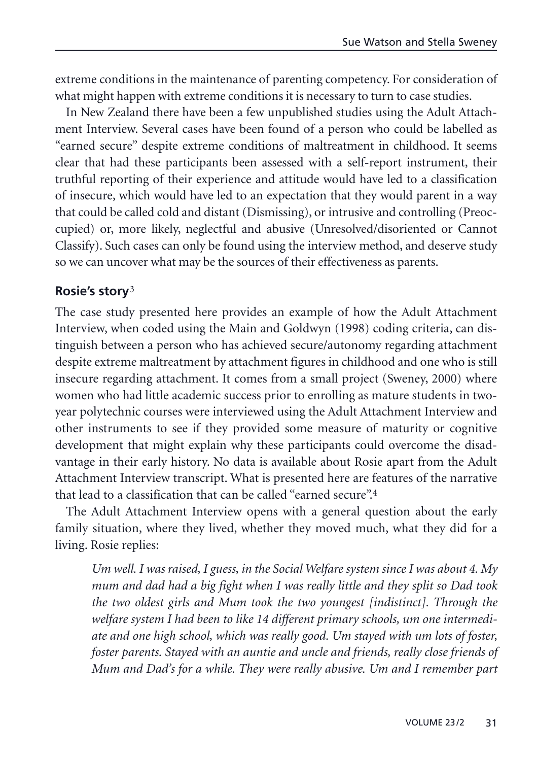extreme conditions in the maintenance of parenting competency. For consideration of what might happen with extreme conditions it is necessary to turn to case studies.

In New Zealand there have been a few unpublished studies using the Adult Attachment Interview. Several cases have been found of a person who could be labelled as "earned secure" despite extreme conditions of maltreatment in childhood. It seems clear that had these participants been assessed with a self-report instrument, their truthful reporting of their experience and attitude would have led to a classification of insecure, which would have led to an expectation that they would parent in a way that could be called cold and distant (Dismissing), or intrusive and controlling (Preoccupied) or, more likely, neglectful and abusive (Unresolved/disoriented or Cannot Classify). Such cases can only be found using the interview method, and deserve study so we can uncover what may be the sources of their effectiveness as parents.

### Rosie's story[3]

The case study presented here provides an example of how the Adult Attachment Interview, when coded using the Main and Goldwyn (1998) coding criteria, can distinguish between a person who has achieved secure/autonomy regarding attachment despite extreme maltreatment by attachment figures in childhood and one who is still insecure regarding attachment. It comes from a small project (Sweney, 2000) where women who had little academic success prior to enrolling as mature students in two-year polytechnic courses were interviewed using the Adult Attachment Interview and other instruments to see if they provided some measure of maturity or cognitive development that might explain why these participants could overcome the disadvantage in their early history. No data is available about Rosie apart from the Adult Attachment Interview transcript. What is presented here are features of the narrative that lead to a classification that can be called "earned secure".[4]

The Adult Attachment Interview opens with a general question about the early family situation, where they lived, whether they moved much, what they did for a living. Rosie replies:

> *Um well. I was raised, I guess, in the Social Welfare system since I was about 4. My mum and dad had a big fight when I was really little and they split so Dad took the two oldest girls and Mum took the two youngest [indistinct]. Through the welfare system I had been to like 14 different primary schools, um one intermediate and one high school, which was really good. Um stayed with um lots of foster, foster parents. Stayed with an auntie and uncle and friends, really close friends of Mum and Dad's for a while. They were really abusive. Um and I remember part*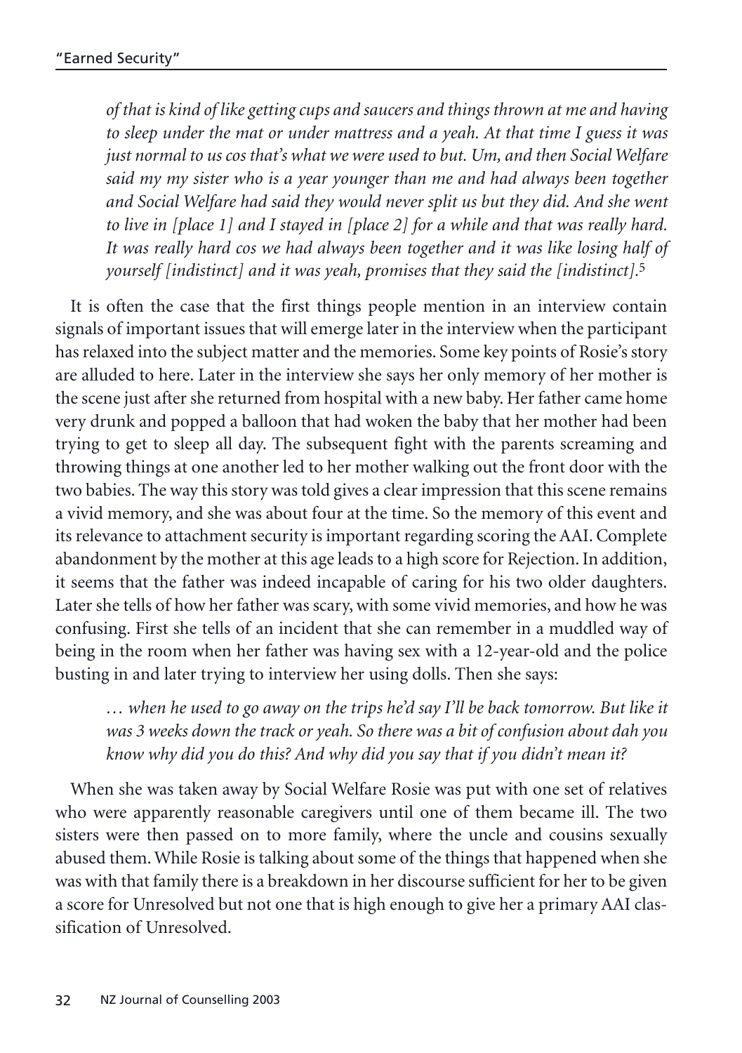*of that is kind of like getting cups and saucers and things thrown at me and having to sleep under the mat or under mattress and a yeah. At that time I guess it was just normal to us cos that's what we were used to but. Um, and then Social Welfare said my my sister who is a year younger than me and had always been together and Social Welfare had said they would never split us but they did. And she went to live in [place 1] and I stayed in [place 2] for a while and that was really hard. It was really hard cos we had always been together and it was like losing half of yourself [indistinct] and it was yeah, promises that they said the [indistinct].*[5]

It is often the case that the first things people mention in an interview contain signals of important issues that will emerge later in the interview when the participant has relaxed into the subject matter and the memories. Some key points of Rosie's story are alluded to here. Later in the interview she says her only memory of her mother is the scene just after she returned from hospital with a new baby. Her father came home very drunk and popped a balloon that had woken the baby that her mother had been trying to get to sleep all day. The subsequent fight with the parents screaming and throwing things at one another led to her mother walking out the front door with the two babies. The way this story was told gives a clear impression that this scene remains a vivid memory, and she was about four at the time. So the memory of this event and its relevance to attachment security is important regarding scoring the AAI. Complete abandonment by the mother at this age leads to a high score for Rejection. In addition, it seems that the father was indeed incapable of caring for his two older daughters. Later she tells of how her father was scary, with some vivid memories, and how he was confusing. First she tells of an incident that she can remember in a muddled way of being in the room when her father was having sex with a 12-year-old and the police busting in and later trying to interview her using dolls. Then she says:

> *… when he used to go away on the trips he'd say I'll be back tomorrow. But like it was 3 weeks down the track or yeah. So there was a bit of confusion about dah you know why did you do this? And why did you say that if you didn't mean it?*

When she was taken away by Social Welfare Rosie was put with one set of relatives who were apparently reasonable caregivers until one of them became ill. The two sisters were then passed on to more family, where the uncle and cousins sexually abused them. While Rosie is talking about some of the things that happened when she was with that family there is a breakdown in her discourse sufficient for her to be given a score for Unresolved but not one that is high enough to give her a primary AAI classification of Unresolved.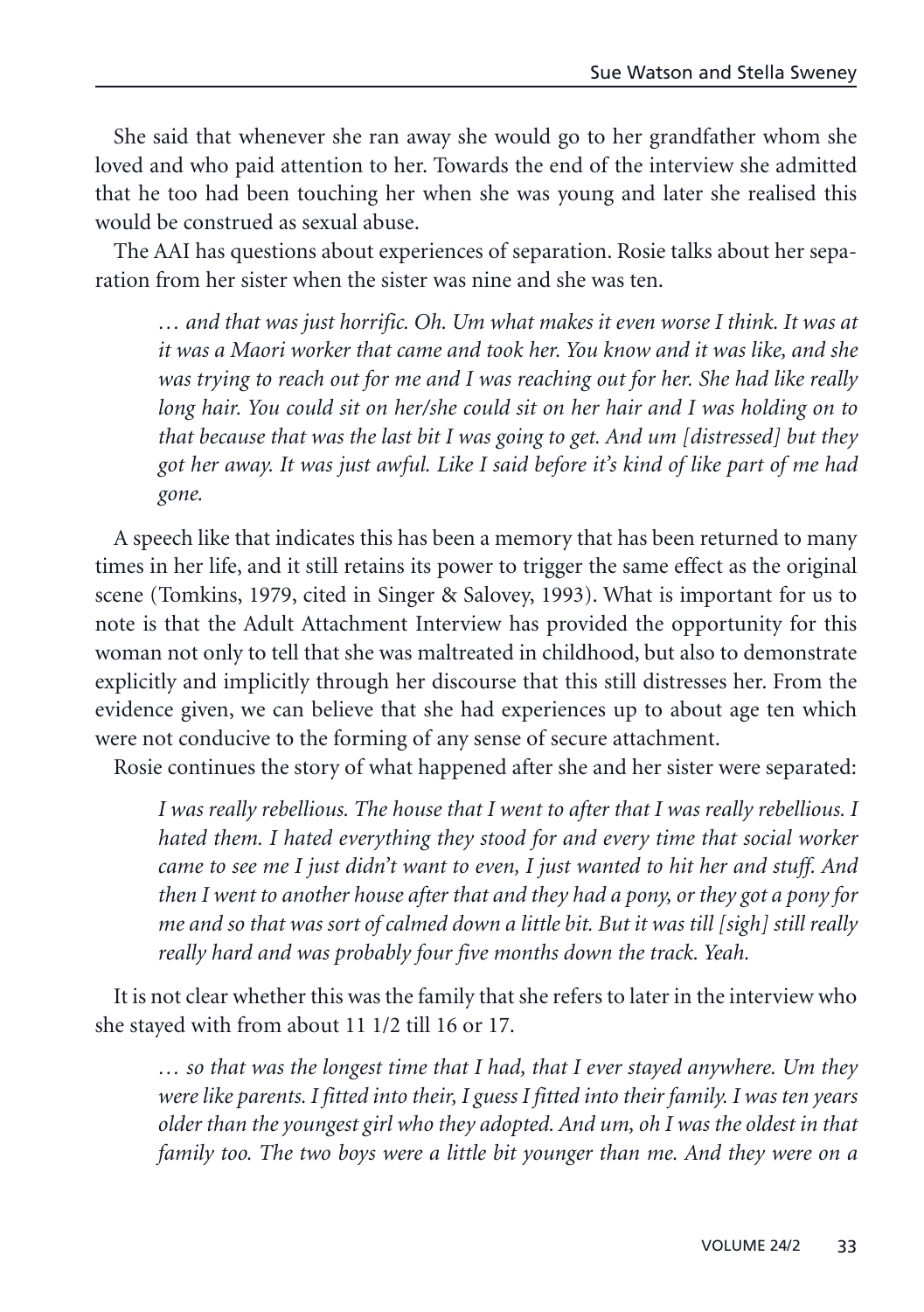She said that whenever she ran away she would go to her grandfather whom she loved and who paid attention to her. Towards the end of the interview she admitted that he too had been touching her when she was young and later she realised this would be construed as sexual abuse.

The AAI has questions about experiences of separation. Rosie talks about her separation from her sister when the sister was nine and she was ten.

> *… and that was just horrific. Oh. Um what makes it even worse I think. It was at it was a Maori worker that came and took her. You know and it was like, and she was trying to reach out for me and I was reaching out for her. She had like really long hair. You could sit on her/she could sit on her hair and I was holding on to that because that was the last bit I was going to get. And um [distressed] but they got her away. It was just awful. Like I said before it's kind of like part of me had gone.*

A speech like that indicates this has been a memory that has been returned to many times in her life, and it still retains its power to trigger the same effect as the original scene (Tomkins, 1979, cited in Singer & Salovey, 1993). What is important for us to note is that the Adult Attachment Interview has provided the opportunity for this woman not only to tell that she was maltreated in childhood, but also to demonstrate explicitly and implicitly through her discourse that this still distresses her. From the evidence given, we can believe that she had experiences up to about age ten which were not conducive to the forming of any sense of secure attachment.

Rosie continues the story of what happened after she and her sister were separated:

> *I was really rebellious. The house that I went to after that I was really rebellious. I hated them. I hated everything they stood for and every time that social worker came to see me I just didn't want to even, I just wanted to hit her and stuff. And then I went to another house after that and they had a pony, or they got a pony for me and so that was sort of calmed down a little bit. But it was till [sigh] still really really hard and was probably four five months down the track. Yeah.*

It is not clear whether this was the family that she refers to later in the interview who she stayed with from about 11 1/2 till 16 or 17.

> *… so that was the longest time that I had, that I ever stayed anywhere. Um they were like parents. I fitted into their, I guess I fitted into their family. I was ten years older than the youngest girl who they adopted. And um, oh I was the oldest in that family too. The two boys were a little bit younger than me. And they were on a*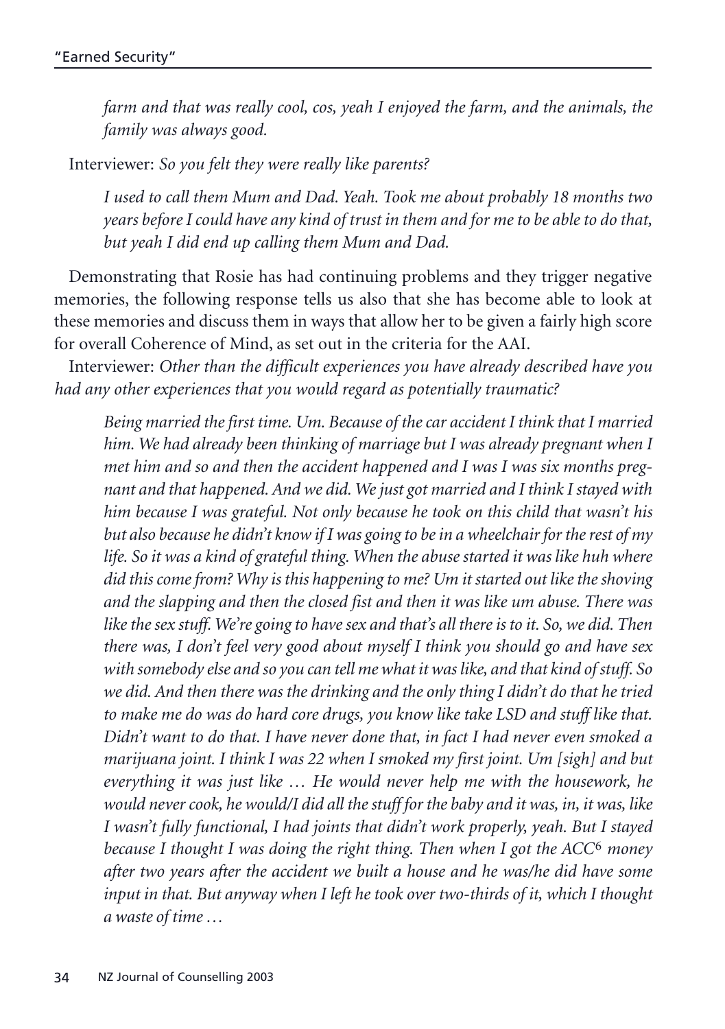*farm and that was really cool, cos, yeah I enjoyed the farm, and the animals, the family was always good.*

Interviewer: *So you felt they were really like parents?*

*I used to call them Mum and Dad. Yeah. Took me about probably 18 months two years before I could have any kind of trust in them and for me to be able to do that, but yeah I did end up calling them Mum and Dad.*

Demonstrating that Rosie has had continuing problems and they trigger negative memories, the following response tells us also that she has become able to look at these memories and discuss them in ways that allow her to be given a fairly high score for overall Coherence of Mind, as set out in the criteria for the AAI.

Interviewer: *Other than the difficult experiences you have already described have you had any other experiences that you would regard as potentially traumatic?*

*Being married the first time. Um. Because of the car accident I think that I married him. We had already been thinking of marriage but I was already pregnant when I met him and so and then the accident happened and I was I was six months pregnant and that happened. And we did. We just got married and I think I stayed with him because I was grateful. Not only because he took on this child that wasn't his but also because he didn't know if I was going to be in a wheelchair for the rest of my life. So it was a kind of grateful thing. When the abuse started it was like huh where did this come from? Why is this happening to me? Um it started out like the shoving and the slapping and then the closed fist and then it was like um abuse. There was like the sex stuff. We're going to have sex and that's all there is to it. So, we did. Then there was, I don't feel very good about myself I think you should go and have sex with somebody else and so you can tell me what it was like, and that kind of stuff. So we did. And then there was the drinking and the only thing I didn't do that he tried to make me do was do hard core drugs, you know like take LSD and stuff like that. Didn't want to do that. I have never done that, in fact I had never even smoked a marijuana joint. I think I was 22 when I smoked my first joint. Um [sigh] and but everything it was just like … He would never help me with the housework, he would never cook, he would/I did all the stuff for the baby and it was, in, it was, like I wasn't fully functional, I had joints that didn't work properly, yeah. But I stayed because I thought I was doing the right thing. Then when I got the ACC[6] money after two years after the accident we built a house and he was/he did have some input in that. But anyway when I left he took over two-thirds of it, which I thought a waste of time …*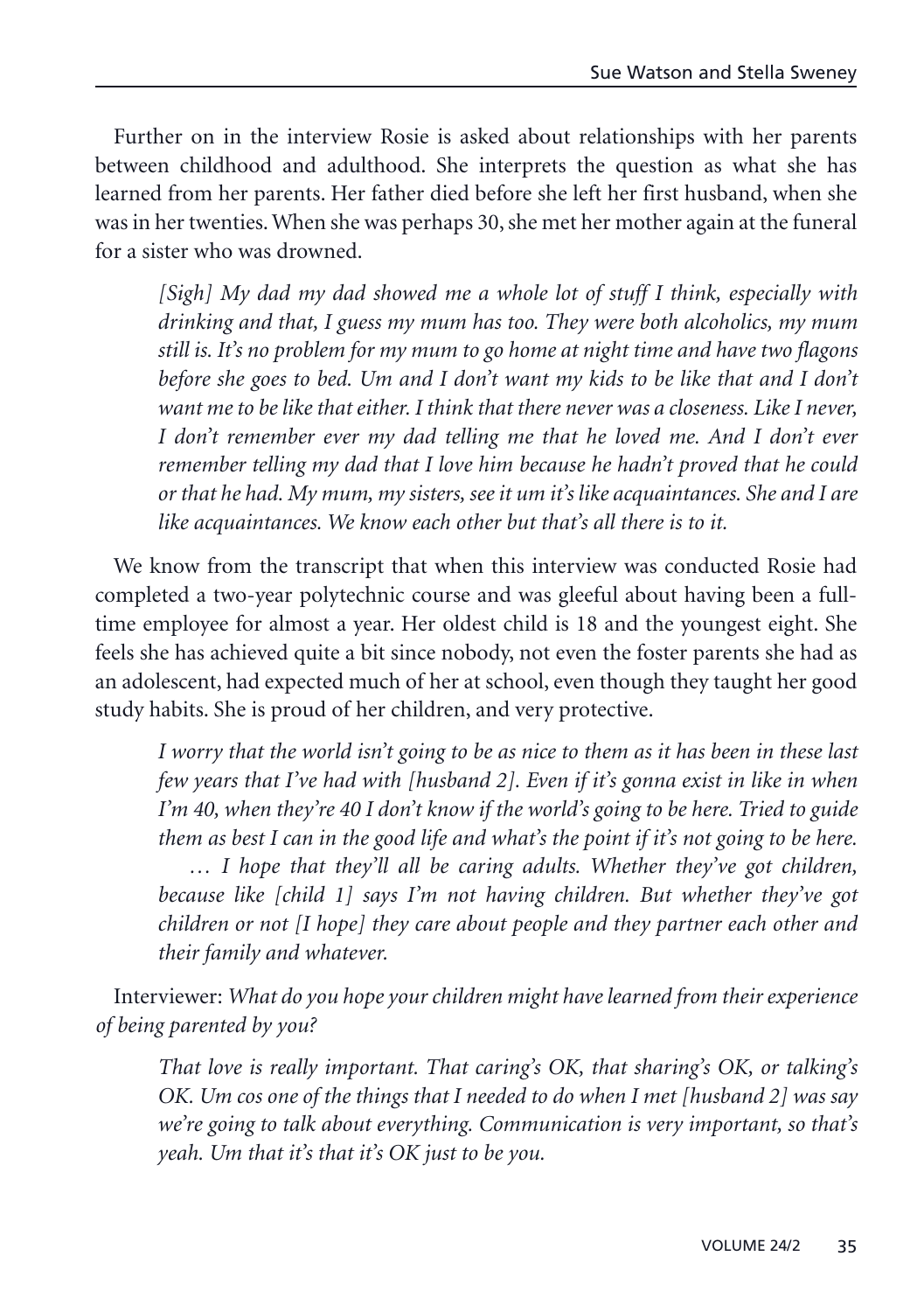Further on in the interview Rosie is asked about relationships with her parents between childhood and adulthood. She interprets the question as what she has learned from her parents. Her father died before she left her first husband, when she was in her twenties. When she was perhaps 30, she met her mother again at the funeral for a sister who was drowned.

> *[Sigh] My dad my dad showed me a whole lot of stuff I think, especially with drinking and that, I guess my mum has too. They were both alcoholics, my mum still is. It's no problem for my mum to go home at night time and have two flagons before she goes to bed. Um and I don't want my kids to be like that and I don't want me to be like that either. I think that there never was a closeness. Like I never, I don't remember ever my dad telling me that he loved me. And I don't ever remember telling my dad that I love him because he hadn't proved that he could or that he had. My mum, my sisters, see it um it's like acquaintances. She and I are like acquaintances. We know each other but that's all there is to it.*

We know from the transcript that when this interview was conducted Rosie had completed a two-year polytechnic course and was gleeful about having been a full-time employee for almost a year. Her oldest child is 18 and the youngest eight. She feels she has achieved quite a bit since nobody, not even the foster parents she had as an adolescent, had expected much of her at school, even though they taught her good study habits. She is proud of her children, and very protective.

> *I worry that the world isn't going to be as nice to them as it has been in these last few years that I've had with [husband 2]. Even if it's gonna exist in like in when I'm 40, when they're 40 I don't know if the world's going to be here. Tried to guide them as best I can in the good life and what's the point if it's not going to be here.*
>
> *… I hope that they'll all be caring adults. Whether they've got children, because like [child 1] says I'm not having children. But whether they've got children or not [I hope] they care about people and they partner each other and their family and whatever.*

Interviewer: *What do you hope your children might have learned from their experience of being parented by you?*

> *That love is really important. That caring's OK, that sharing's OK, or talking's OK. Um cos one of the things that I needed to do when I met [husband 2] was say we're going to talk about everything. Communication is very important, so that's yeah. Um that it's that it's OK just to be you.*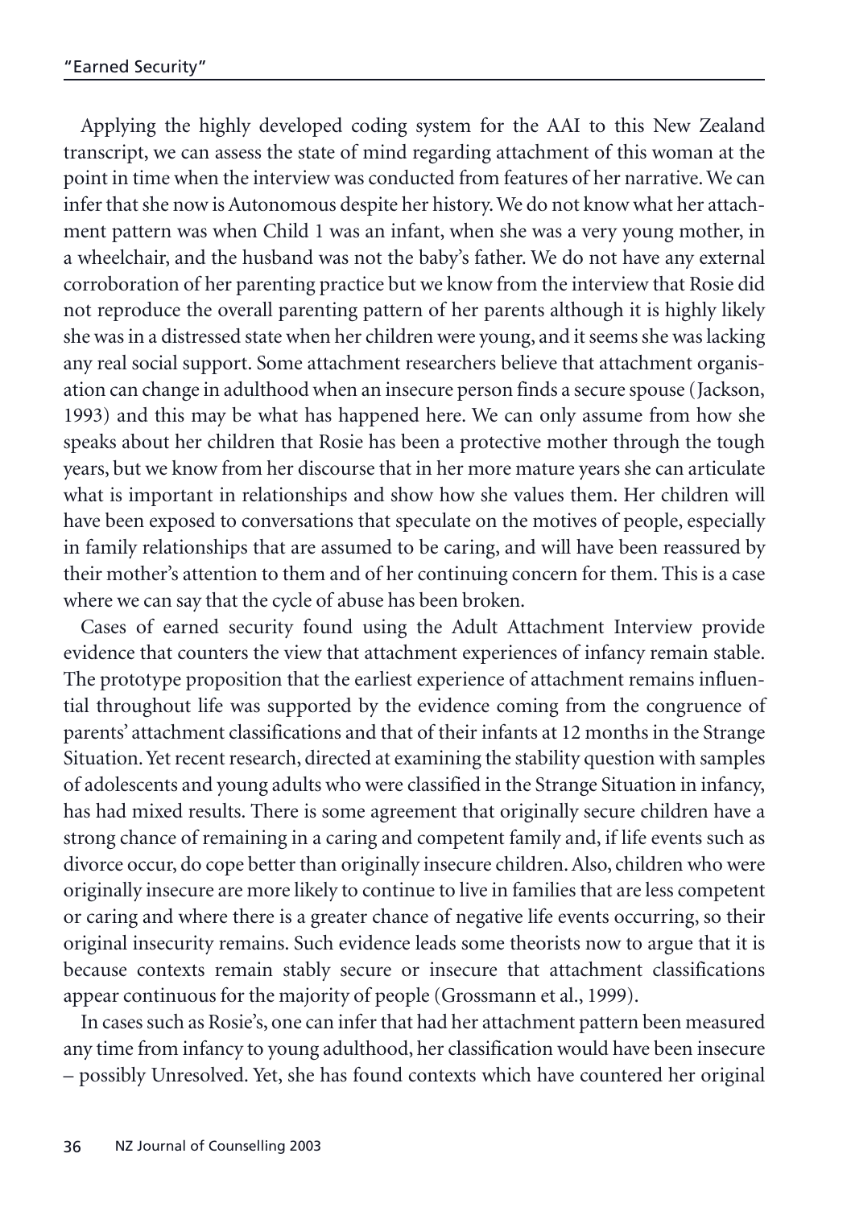Applying the highly developed coding system for the AAI to this New Zealand transcript, we can assess the state of mind regarding attachment of this woman at the point in time when the interview was conducted from features of her narrative. We can infer that she now is Autonomous despite her history. We do not know what her attachment pattern was when Child 1 was an infant, when she was a very young mother, in a wheelchair, and the husband was not the baby's father. We do not have any external corroboration of her parenting practice but we know from the interview that Rosie did not reproduce the overall parenting pattern of her parents although it is highly likely she was in a distressed state when her children were young, and it seems she was lacking any real social support. Some attachment researchers believe that attachment organisation can change in adulthood when an insecure person finds a secure spouse (Jackson, 1993) and this may be what has happened here. We can only assume from how she speaks about her children that Rosie has been a protective mother through the tough years, but we know from her discourse that in her more mature years she can articulate what is important in relationships and show how she values them. Her children will have been exposed to conversations that speculate on the motives of people, especially in family relationships that are assumed to be caring, and will have been reassured by their mother's attention to them and of her continuing concern for them. This is a case where we can say that the cycle of abuse has been broken.

Cases of earned security found using the Adult Attachment Interview provide evidence that counters the view that attachment experiences of infancy remain stable. The prototype proposition that the earliest experience of attachment remains influential throughout life was supported by the evidence coming from the congruence of parents' attachment classifications and that of their infants at 12 months in the Strange Situation. Yet recent research, directed at examining the stability question with samples of adolescents and young adults who were classified in the Strange Situation in infancy, has had mixed results. There is some agreement that originally secure children have a strong chance of remaining in a caring and competent family and, if life events such as divorce occur, do cope better than originally insecure children. Also, children who were originally insecure are more likely to continue to live in families that are less competent or caring and where there is a greater chance of negative life events occurring, so their original insecurity remains. Such evidence leads some theorists now to argue that it is because contexts remain stably secure or insecure that attachment classifications appear continuous for the majority of people (Grossmann et al., 1999).

In cases such as Rosie's, one can infer that had her attachment pattern been measured any time from infancy to young adulthood, her classification would have been insecure – possibly Unresolved. Yet, she has found contexts which have countered her original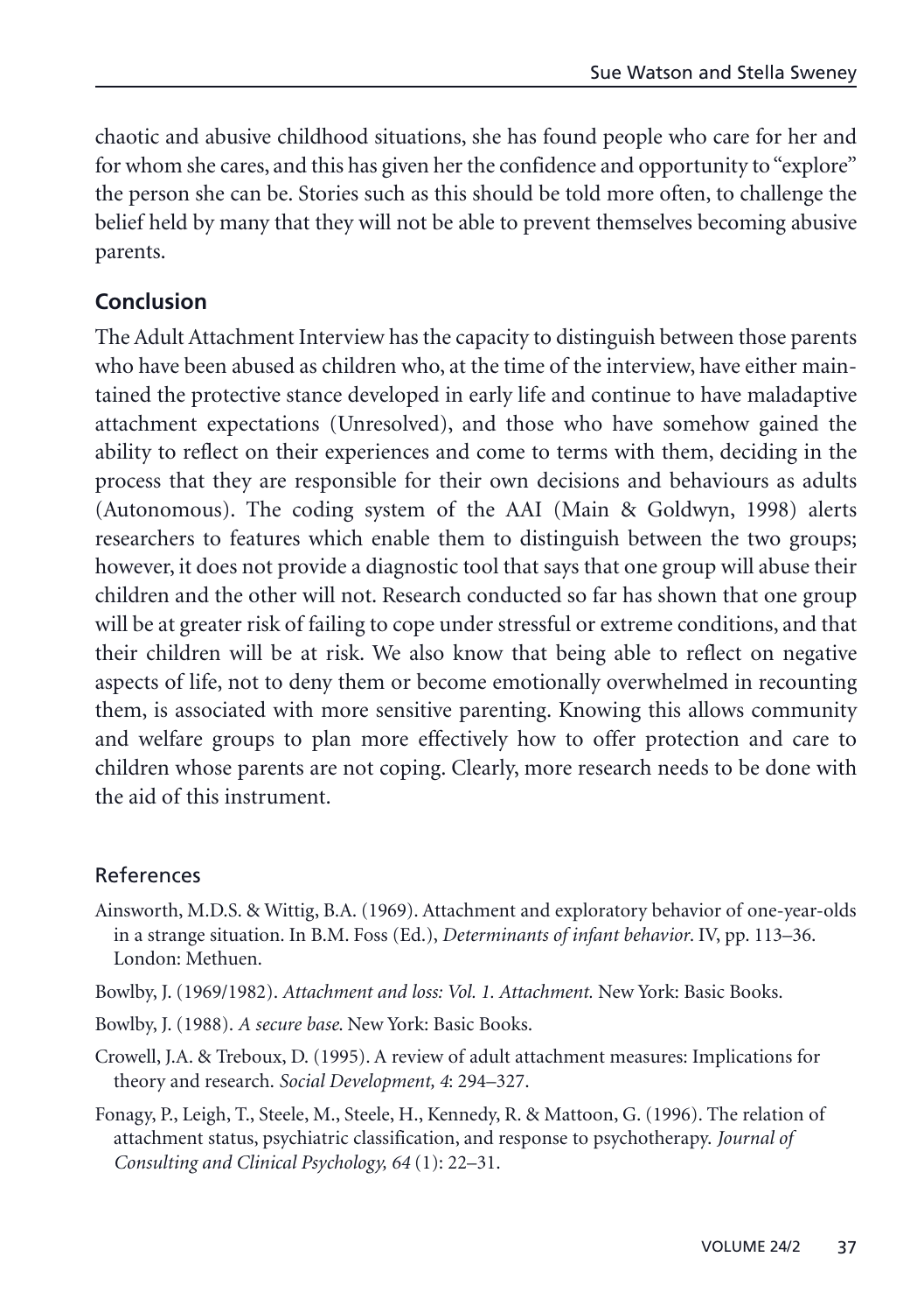chaotic and abusive childhood situations, she has found people who care for her and for whom she cares, and this has given her the confidence and opportunity to "explore" the person she can be. Stories such as this should be told more often, to challenge the belief held by many that they will not be able to prevent themselves becoming abusive parents.

## Conclusion

The Adult Attachment Interview has the capacity to distinguish between those parents who have been abused as children who, at the time of the interview, have either maintained the protective stance developed in early life and continue to have maladaptive attachment expectations (Unresolved), and those who have somehow gained the ability to reflect on their experiences and come to terms with them, deciding in the process that they are responsible for their own decisions and behaviours as adults (Autonomous). The coding system of the AAI (Main & Goldwyn, 1998) alerts researchers to features which enable them to distinguish between the two groups; however, it does not provide a diagnostic tool that says that one group will abuse their children and the other will not. Research conducted so far has shown that one group will be at greater risk of failing to cope under stressful or extreme conditions, and that their children will be at risk. We also know that being able to reflect on negative aspects of life, not to deny them or become emotionally overwhelmed in recounting them, is associated with more sensitive parenting. Knowing this allows community and welfare groups to plan more effectively how to offer protection and care to children whose parents are not coping. Clearly, more research needs to be done with the aid of this instrument.

### References

Ainsworth, M.D.S. & Wittig, B.A. (1969). Attachment and exploratory behavior of one-year-olds in a strange situation. In B.M. Foss (Ed.), *Determinants of infant behavior*. IV, pp. 113–36. London: Methuen.

Bowlby, J. (1969/1982). *Attachment and loss: Vol. 1. Attachment.* New York: Basic Books.

Bowlby, J. (1988). *A secure base.* New York: Basic Books.

Crowell, J.A. & Treboux, D. (1995). A review of adult attachment measures: Implications for theory and research. *Social Development, 4*: 294–327.

Fonagy, P., Leigh, T., Steele, M., Steele, H., Kennedy, R. & Mattoon, G. (1996). The relation of attachment status, psychiatric classification, and response to psychotherapy. *Journal of Consulting and Clinical Psychology, 64* (1): 22–31.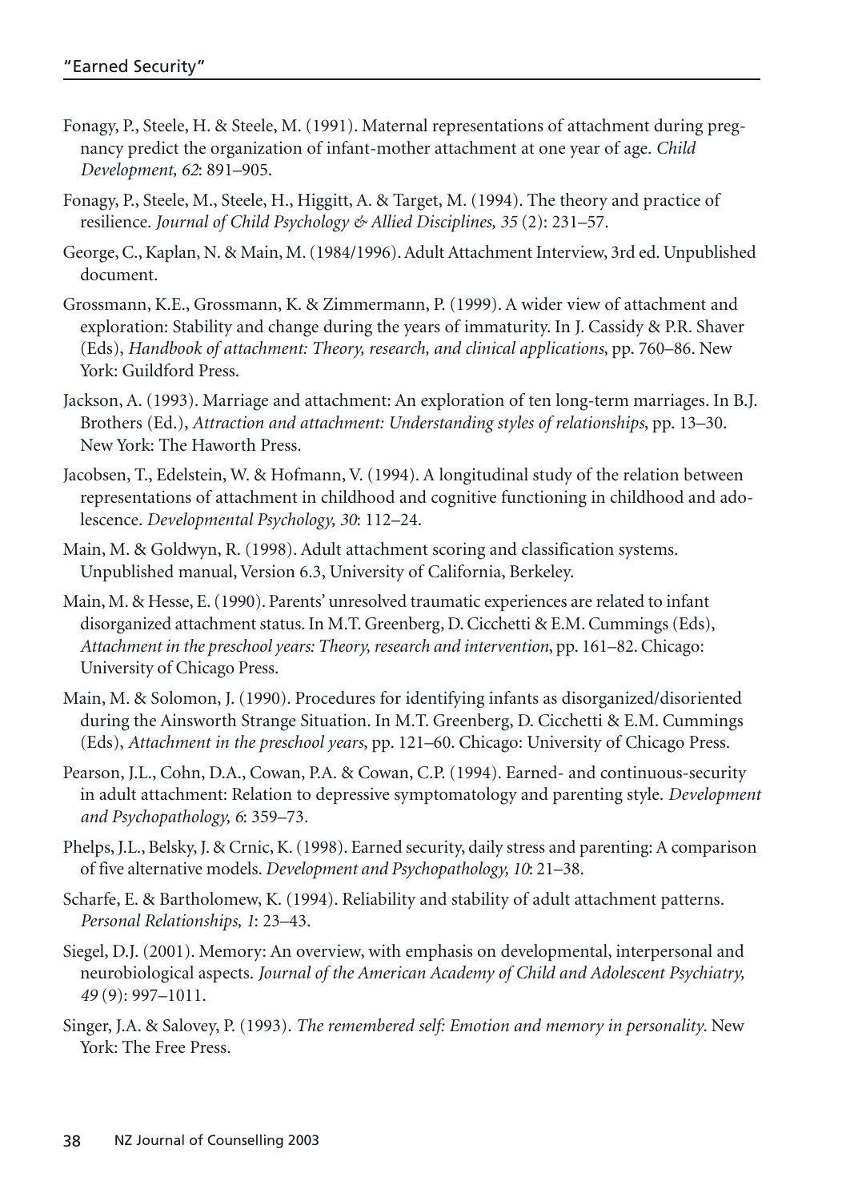Fonagy, P., Steele, H. & Steele, M. (1991). Maternal representations of attachment during pregnancy predict the organization of infant-mother attachment at one year of age. *Child Development, 62*: 891–905.

Fonagy, P., Steele, M., Steele, H., Higgitt, A. & Target, M. (1994). The theory and practice of resilience. *Journal of Child Psychology & Allied Disciplines, 35* (2): 231–57.

George, C., Kaplan, N. & Main, M. (1984/1996). Adult Attachment Interview, 3rd ed. Unpublished document.

Grossmann, K.E., Grossmann, K. & Zimmermann, P. (1999). A wider view of attachment and exploration: Stability and change during the years of immaturity. In J. Cassidy & P.R. Shaver (Eds), *Handbook of attachment: Theory, research, and clinical applications*, pp. 760–86. New York: Guildford Press.

Jackson, A. (1993). Marriage and attachment: An exploration of ten long-term marriages. In B.J. Brothers (Ed.), *Attraction and attachment: Understanding styles of relationships*, pp. 13–30. New York: The Haworth Press.

Jacobsen, T., Edelstein, W. & Hofmann, V. (1994). A longitudinal study of the relation between representations of attachment in childhood and cognitive functioning in childhood and adolescence. *Developmental Psychology, 30*: 112–24.

Main, M. & Goldwyn, R. (1998). Adult attachment scoring and classification systems. Unpublished manual, Version 6.3, University of California, Berkeley.

Main, M. & Hesse, E. (1990). Parents' unresolved traumatic experiences are related to infant disorganized attachment status. In M.T. Greenberg, D. Cicchetti & E.M. Cummings (Eds), *Attachment in the preschool years: Theory, research and intervention*, pp. 161–82. Chicago: University of Chicago Press.

Main, M. & Solomon, J. (1990). Procedures for identifying infants as disorganized/disoriented during the Ainsworth Strange Situation. In M.T. Greenberg, D. Cicchetti & E.M. Cummings (Eds), *Attachment in the preschool years*, pp. 121–60. Chicago: University of Chicago Press.

Pearson, J.L., Cohn, D.A., Cowan, P.A. & Cowan, C.P. (1994). Earned- and continuous-security in adult attachment: Relation to depressive symptomatology and parenting style. *Development and Psychopathology, 6*: 359–73.

Phelps, J.L., Belsky, J. & Crnic, K. (1998). Earned security, daily stress and parenting: A comparison of five alternative models. *Development and Psychopathology, 10*: 21–38.

Scharfe, E. & Bartholomew, K. (1994). Reliability and stability of adult attachment patterns. *Personal Relationships, 1*: 23–43.

Siegel, D.J. (2001). Memory: An overview, with emphasis on developmental, interpersonal and neurobiological aspects. *Journal of the American Academy of Child and Adolescent Psychiatry, 49* (9): 997–1011.

Singer, J.A. & Salovey, P. (1993). *The remembered self: Emotion and memory in personality*. New York: The Free Press.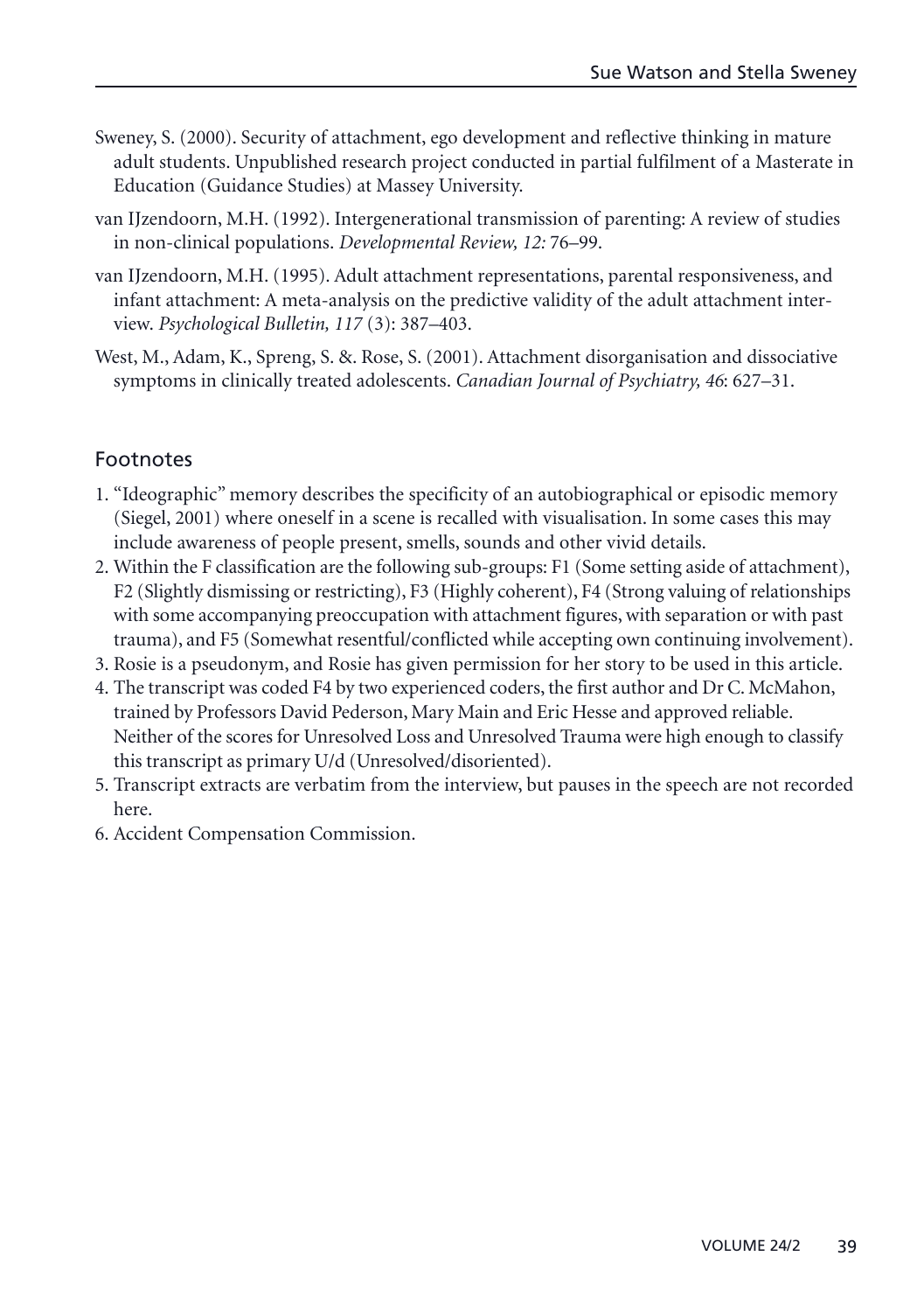Sweney, S. (2000). Security of attachment, ego development and reflective thinking in mature adult students. Unpublished research project conducted in partial fulfilment of a Masterate in Education (Guidance Studies) at Massey University.

van IJzendoorn, M.H. (1992). Intergenerational transmission of parenting: A review of studies in non-clinical populations. *Developmental Review, 12:* 76–99.

van IJzendoorn, M.H. (1995). Adult attachment representations, parental responsiveness, and infant attachment: A meta-analysis on the predictive validity of the adult attachment interview. *Psychological Bulletin, 117* (3): 387–403.

West, M., Adam, K., Spreng, S. &. Rose, S. (2001). Attachment disorganisation and dissociative symptoms in clinically treated adolescents. *Canadian Journal of Psychiatry, 46*: 627–31.

## Footnotes

1. "Ideographic" memory describes the specificity of an autobiographical or episodic memory (Siegel, 2001) where oneself in a scene is recalled with visualisation. In some cases this may include awareness of people present, smells, sounds and other vivid details.
2. Within the F classification are the following sub-groups: F1 (Some setting aside of attachment), F2 (Slightly dismissing or restricting), F3 (Highly coherent), F4 (Strong valuing of relationships with some accompanying preoccupation with attachment figures, with separation or with past trauma), and F5 (Somewhat resentful/conflicted while accepting own continuing involvement).
3. Rosie is a pseudonym, and Rosie has given permission for her story to be used in this article.
4. The transcript was coded F4 by two experienced coders, the first author and Dr C. McMahon, trained by Professors David Pederson, Mary Main and Eric Hesse and approved reliable. Neither of the scores for Unresolved Loss and Unresolved Trauma were high enough to classify this transcript as primary U/d (Unresolved/disoriented).
5. Transcript extracts are verbatim from the interview, but pauses in the speech are not recorded here.
6. Accident Compensation Commission.